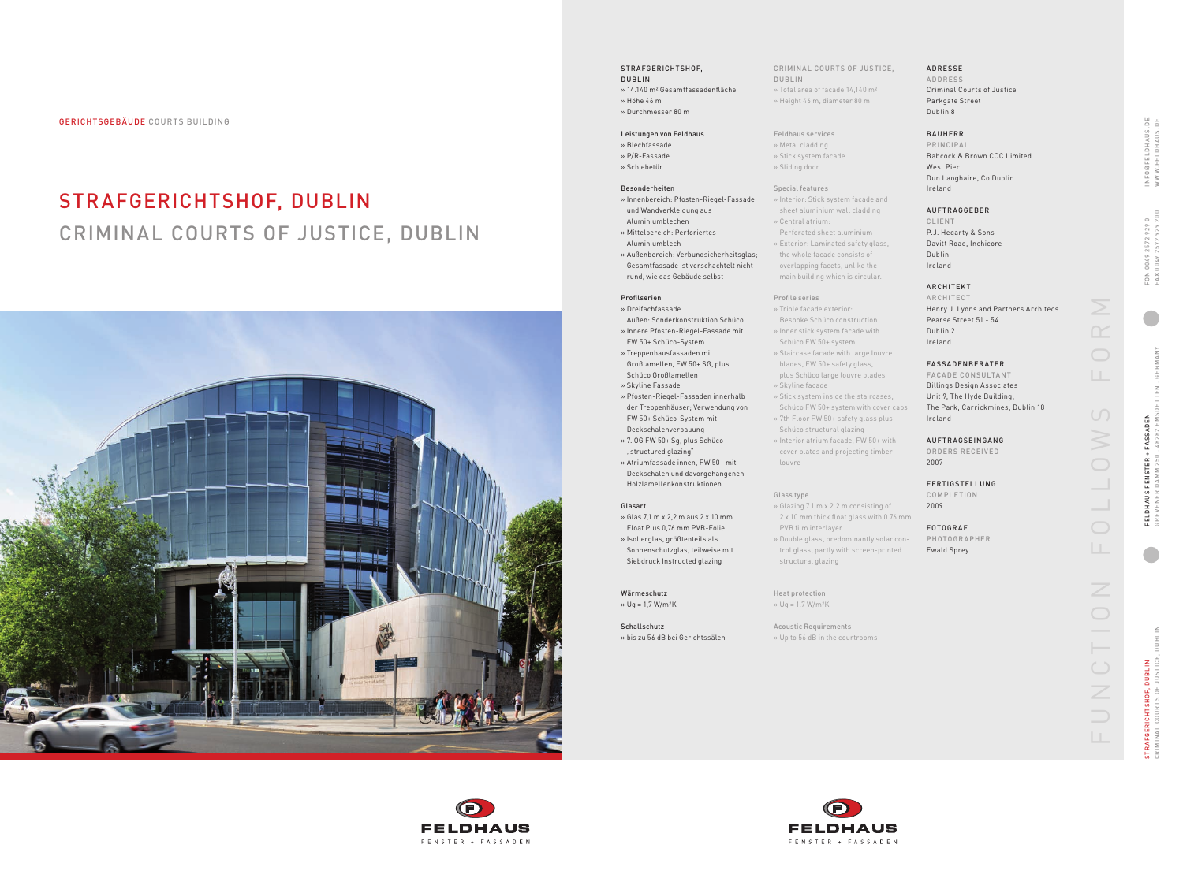GERICHTSGEBÄUDE COURTS BUILDING

# STRAFGERICHTSHOF, DUBLIN
# CRIMINAL COURTS OF JUSTICE, DUBLIN

**STRAFGERICHTSHOF, DUBLIN**
» 14.140 m² Gesamtfassadenfläche
» Höhe 46 m
» Durchmesser 80 m

**Leistungen von Feldhaus**
» Blechfassade
» P/R-Fassade
» Schiebetür

**Besonderheiten**
» Innenbereich: Pfosten-Riegel-Fassade und Wandverkleidung aus Aluminiumblechen
» Mittelbereich: Perforiertes Aluminiumblech
» Außenbereich: Verbundsicherheitsglas; Gesamtfassade ist verschachtelt nicht rund, wie das Gebäude selbst

**Profilserien**
» Dreifachfassade
Außen: Sonderkonstruktion Schüco
» Innere Pfosten-Riegel-Fassade mit FW 50+ Schüco-System
» Treppenhausfassaden mit Großlamellen, FW 50+ SG, plus Schüco Großlamellen
» Skyline Fassade
» Pfosten-Riegel-Fassaden innerhalb der Treppenhäuser; Verwendung von FW 50+ Schüco-System mit Deckschalenverbauung
» 7. OG FW 50+ Sg, plus Schüco „structured glazing"
» Atriumfassade innen, FW 50+ mit Deckschalen und davorgehangenen Holzlamellenkonstruktionen

**Glasart**
» Glas 7,1 m x 2,2 m aus 2 x 10 mm Float Plus 0,76 mm PVB-Folie
» Isolierglas, größtenteils als Sonnenschutzglas, teilweise mit Siebdruck Instructed glazing

**Wärmeschutz**
» Ug = 1,7 W/m²K

**Schallschutz**
» bis zu 56 dB bei Gerichtssälen

**CRIMINAL COURTS OF JUSTICE, DUBLIN**
» Total area of facade 14,140 m²
» Height 46 m, diameter 80 m

**Feldhaus services**
» Metal cladding
» Stick system facade
» Sliding door

**Special features**
» Interior: Stick system facade and sheet aluminium wall cladding
» Central atrium: Perforated sheet aluminium
» Exterior: Laminated safety glass, the whole facade consists of overlapping facets, unlike the main building which is circular.

**Profile series**
» Triple facade exterior: Bespoke Schüco construction
» Inner stick system facade with Schüco FW 50+ system
» Staircase facade with large louvre blades, FW 50+ safety glass, plus Schüco large louvre blades
» Skyline facade
» Stick system inside the staircases, Schüco FW 50+ system with cover caps
» 7th Floor FW 50+ safety glass plus Schüco structural glazing
» Interior atrium facade, FW 50+ with cover plates and projecting timber louvre

**Glass type**
» Glazing 7.1 m x 2.2 m consisting of 2 x 10 mm thick float glass with 0.76 mm PVB film interlayer
» Double glass, predominantly solar control glass, partly with screen-printed structural glazing

**Heat protection**
» Ug = 1.7 W/m²K

**Acoustic Requirements**
» Up to 56 dB in the courtrooms

**ADRESSE**
ADDRESS
Criminal Courts of Justice
Parkgate Street
Dublin 8

**BAUHERR**
PRINCIPAL
Babcock & Brown CCC Limited
West Pier
Dun Laoghaire, Co Dublin
Ireland

**AUFTRAGGEBER**
CLIENT
P.J. Hegarty & Sons
Davitt Road, Inchicore
Dublin
Ireland

**ARCHITEKT**
ARCHITECT
Henry J. Lyons and Partners Architecs
Pearse Street 51 - 54
Dublin 2
Ireland

**FASSADENBERATER**
FACADE CONSULTANT
Billings Design Associates
Unit 9, The Hyde Building,
The Park, Carrickmines, Dublin 18
Ireland

**AUFTRAGSEINGANG**
ORDERS RECEIVED
2007

**FERTIGSTELLUNG**
COMPLETION
2009

**FOTOGRAF**
PHOTOGRAPHER
Ewald Sprey

FUNCTION FOLLOWS FORM

FELDHAUS FENSTER + FASSADEN
GREVENER DAMM 250 · 48282 EMSDETTEN · GERMANY

FON 0049 2572 929 0
FAX 0049 2572 929 200

INFO@FELDHAUS.DE
WWW.FELDHAUS.DE

FELDHAUS FENSTER + FASSADEN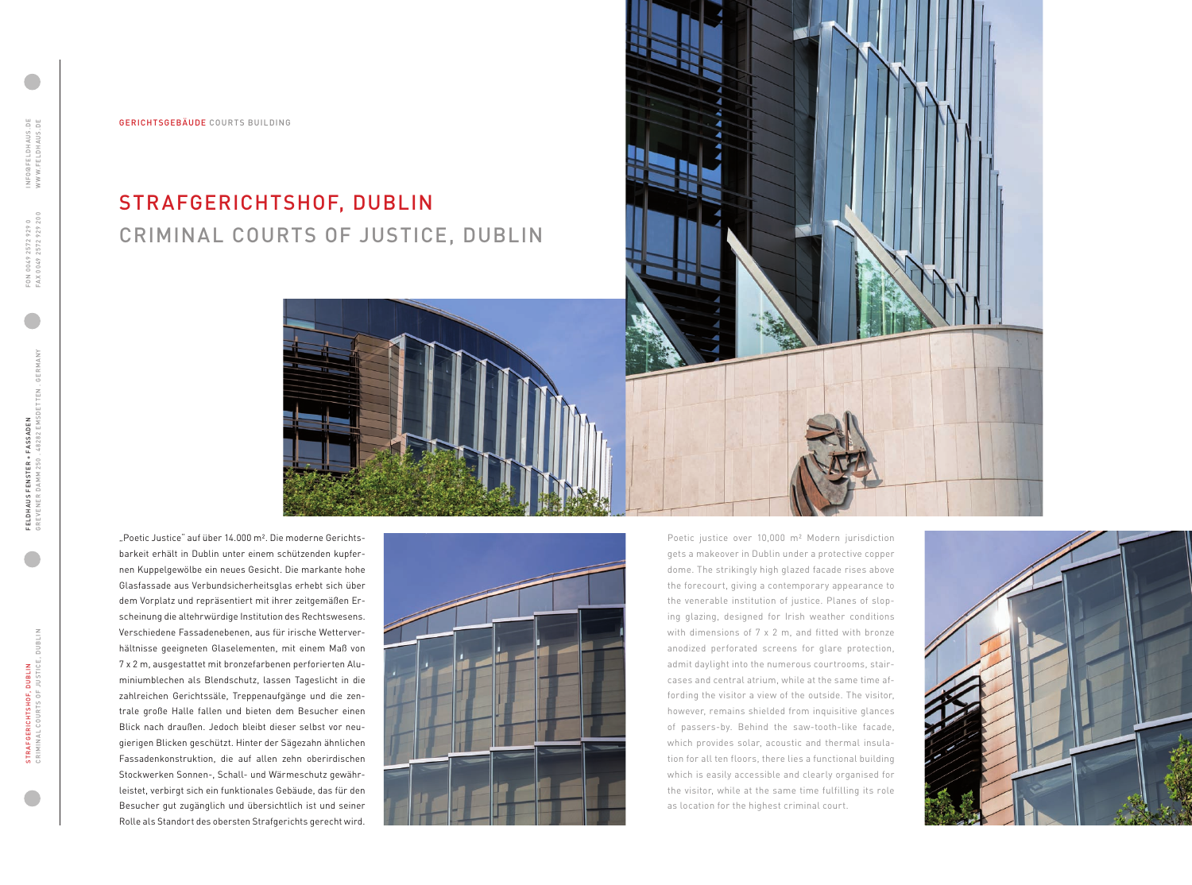GERICHTSGEBÄUDE COURTS BUILDING

# STRAFGERICHTSHOF, DUBLIN
## CRIMINAL COURTS OF JUSTICE, DUBLIN

„Poetic Justice" auf über 14.000 m². Die moderne Gerichtsbarkeit erhält in Dublin unter einem schützenden kupfernen Kuppelgewölbe ein neues Gesicht. Die markante hohe Glasfassade aus Verbundsicherheitsglas erhebt sich über dem Vorplatz und repräsentiert mit ihrer zeitgemäßen Erscheinung die altehrwürdige Institution des Rechtswesens. Verschiedene Fassadenebenen, aus für irische Wetterverhältnisse geeigneten Glaselementen, mit einem Maß von 7 x 2 m, ausgestattet mit bronzefarbenen perforierten Aluminiumblechen als Blendschutz, lassen Tageslicht in die zahlreichen Gerichtssäle, Treppenaufgänge und die zentrale große Halle fallen und bieten dem Besucher einen Blick nach draußen. Jedoch bleibt dieser selbst vor neugierigen Blicken geschützt. Hinter der Sägezahn ähnlichen Fassadenkonstruktion, die auf allen zehn oberirdischen Stockwerken Sonnen-, Schall- und Wärmeschutz gewährleistet, verbirgt sich ein funktionales Gebäude, das für den Besucher gut zugänglich und übersichtlich ist und seiner Rolle als Standort des obersten Strafgerichts gerecht wird.

Poetic justice over 10,000 m² Modern jurisdiction gets a makeover in Dublin under a protective copper dome. The strikingly high glazed facade rises above the forecourt, giving a contemporary appearance to the venerable institution of justice. Planes of sloping glazing, designed for Irish weather conditions with dimensions of 7 x 2 m, and fitted with bronze anodized perforated screens for glare protection, admit daylight into the numerous courtrooms, staircases and central atrium, while at the same time affording the visitor a view of the outside. The visitor, however, remains shielded from inquisitive glances of passers-by. Behind the saw-tooth-like facade, which provides solar, acoustic and thermal insulation for all ten floors, there lies a functional building which is easily accessible and clearly organised for the visitor, while at the same time fulfilling its role as location for the highest criminal court.